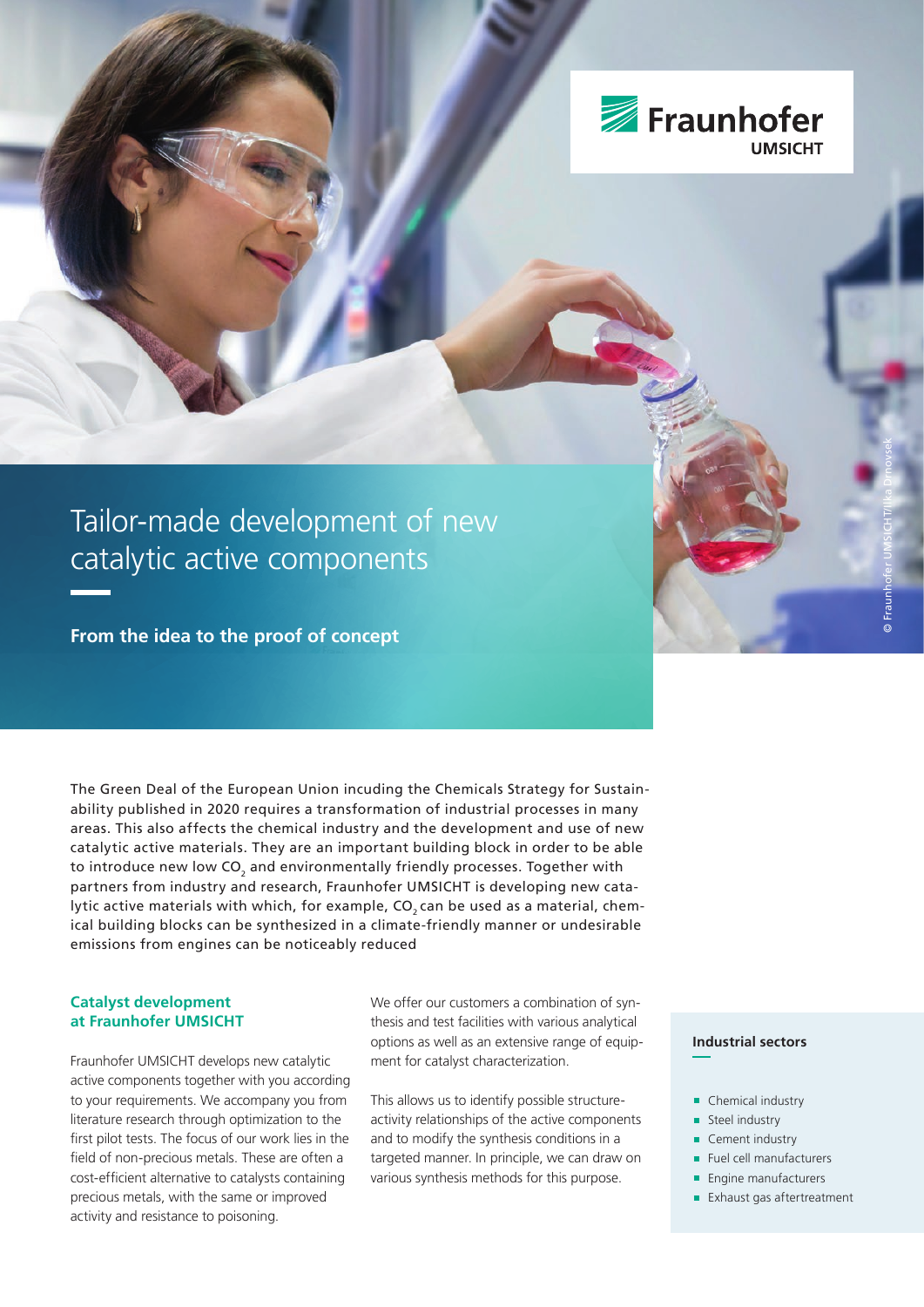Fraunhofer UMSICHT

# Tailor-made development of new catalytic active components

**From the idea to the proof of concept**

© Fraunhofer UMSICHT/Ilka Drnovsek

The Green Deal of the European Union incuding the Chemicals Strategy for Sustainability published in 2020 requires a transformation of industrial processes in many areas. This also affects the chemical industry and the development and use of new catalytic active materials. They are an important building block in order to be able to introduce new low $CO_2$ and environmentally friendly processes. Together with partners from industry and research, Fraunhofer UMSICHT is developing new catalytic active materials with which, for example, $CO_2$ can be used as a material, chemical building blocks can be synthesized in a climate-friendly manner or undesirable emissions from engines can be noticeably reduced

## Catalyst development at Fraunhofer UMSICHT

Fraunhofer UMSICHT develops new catalytic active components together with you according to your requirements. We accompany you from literature research through optimization to the first pilot tests. The focus of our work lies in the field of non-precious metals. These are often a cost-efficient alternative to catalysts containing precious metals, with the same or improved activity and resistance to poisoning.

We offer our customers a combination of synthesis and test facilities with various analytical options as well as an extensive range of equipment for catalyst characterization.

This allows us to identify possible structure-activity relationships of the active components and to modify the synthesis conditions in a targeted manner. In principle, we can draw on various synthesis methods for this purpose.

### Industrial sectors

- Chemical industry
- Steel industry
- Cement industry
- Fuel cell manufacturers
- Engine manufacturers
- Exhaust gas aftertreatment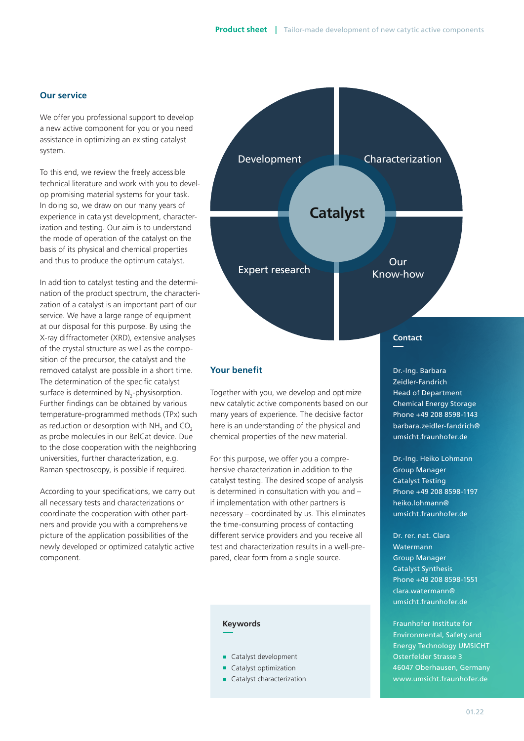## Our service

We offer you professional support to develop a new active component for you or you need assistance in optimizing an existing catalyst system.

To this end, we review the freely accessible technical literature and work with you to develop promising material systems for your task. In doing so, we draw on our many years of experience in catalyst development, characterization and testing. Our aim is to understand the mode of operation of the catalyst on the basis of its physical and chemical properties and thus to produce the optimum catalyst.

In addition to catalyst testing and the determination of the product spectrum, the characterization of a catalyst is an important part of our service. We have a large range of equipment at our disposal for this purpose. By using the X-ray diffractometer (XRD), extensive analyses of the crystal structure as well as the composition of the precursor, the catalyst and the removed catalyst are possible in a short time. The determination of the specific catalyst surface is determined by $N_2$-physisorption. Further findings can be obtained by various temperature-programmed methods (TPx) such as reduction or desorption with $NH_3$ and $CO_2$ as probe molecules in our BelCat device. Due to the close cooperation with the neighboring universities, further characterization, e.g. Raman spectroscopy, is possible if required.

According to your specifications, we carry out all necessary tests and characterizations or coordinate the cooperation with other partners and provide you with a comprehensive picture of the application possibilities of the newly developed or optimized catalytic active component.

Development

Characterization

Catalyst

Expert research

Our Know-how

## Your benefit

Together with you, we develop and optimize new catalytic active components based on our many years of experience. The decisive factor here is an understanding of the physical and chemical properties of the new material.

For this purpose, we offer you a comprehensive characterization in addition to the catalyst testing. The desired scope of analysis is determined in consultation with you and – if implementation with other partners is necessary – coordinated by us. This eliminates the time-consuming process of contacting different service providers and you receive all test and characterization results in a well-prepared, clear form from a single source.

### Keywords

- Catalyst development
- Catalyst optimization
- Catalyst characterization

### Contact

Dr.-Ing. Barbara Zeidler-Fandrich
Head of Department
Chemical Energy Storage
Phone +49 208 8598-1143
barbara.zeidler-fandrich@umsicht.fraunhofer.de

Dr.-Ing. Heiko Lohmann
Group Manager
Catalyst Testing
Phone +49 208 8598-1197
heiko.lohmann@umsicht.fraunhofer.de

Dr. rer. nat. Clara Watermann
Group Manager
Catalyst Synthesis
Phone +49 208 8598-1551
clara.watermann@umsicht.fraunhofer.de

Fraunhofer Institute for Environmental, Safety and Energy Technology UMSICHT
Osterfelder Strasse 3
46047 Oberhausen, Germany
www.umsicht.fraunhofer.de

01.22